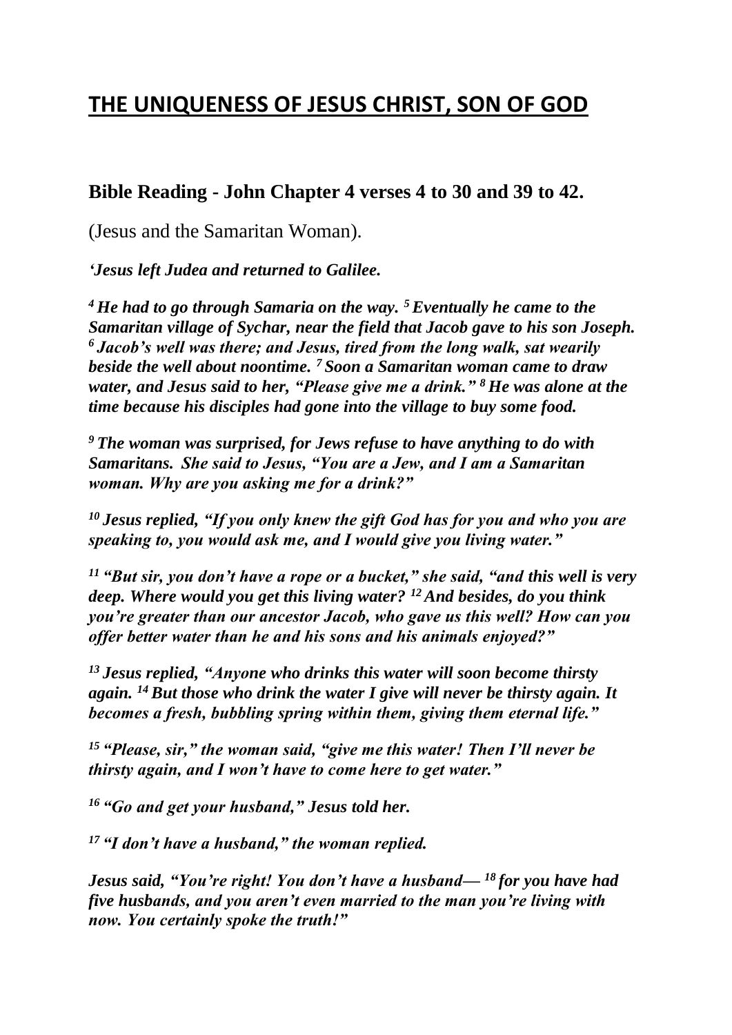# THE UNIQUENESS OF JESUS CHRIST, SON OF GOD

## Bible Reading - John Chapter 4 verses 4 to 30 and 39 to 42.

(Jesus and the Samaritan Woman).

***'Jesus left Judea and returned to Galilee.***

***[4] He had to go through Samaria on the way. [5] Eventually he came to the Samaritan village of Sychar, near the field that Jacob gave to his son Joseph. [6] Jacob's well was there; and Jesus, tired from the long walk, sat wearily beside the well about noontime. [7] Soon a Samaritan woman came to draw water, and Jesus said to her, "Please give me a drink." [8] He was alone at the time because his disciples had gone into the village to buy some food.***

***[9] The woman was surprised, for Jews refuse to have anything to do with Samaritans. She said to Jesus, "You are a Jew, and I am a Samaritan woman. Why are you asking me for a drink?"***

***[10] Jesus replied, "If you only knew the gift God has for you and who you are speaking to, you would ask me, and I would give you living water."***

***[11] "But sir, you don't have a rope or a bucket," she said, "and this well is very deep. Where would you get this living water? [12] And besides, do you think you're greater than our ancestor Jacob, who gave us this well? How can you offer better water than he and his sons and his animals enjoyed?"***

***[13] Jesus replied, "Anyone who drinks this water will soon become thirsty again. [14] But those who drink the water I give will never be thirsty again. It becomes a fresh, bubbling spring within them, giving them eternal life."***

***[15] "Please, sir," the woman said, "give me this water! Then I'll never be thirsty again, and I won't have to come here to get water."***

***[16] "Go and get your husband," Jesus told her.***

***[17] "I don't have a husband," the woman replied.***

***Jesus said, "You're right! You don't have a husband— [18] for you have had five husbands, and you aren't even married to the man you're living with now. You certainly spoke the truth!"***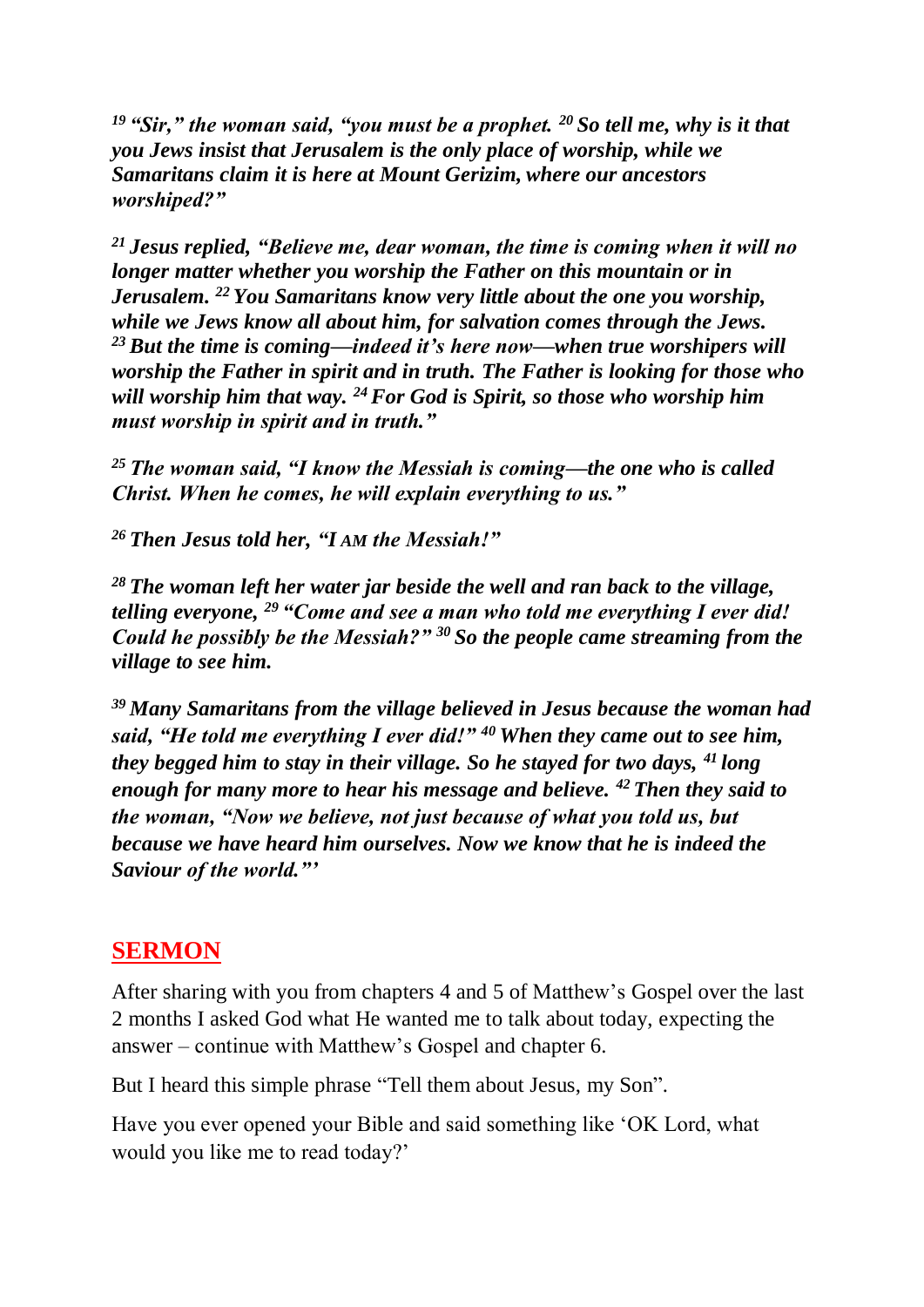***[19] "Sir," the woman said, "you must be a prophet. [20] So tell me, why is it that you Jews insist that Jerusalem is the only place of worship, while we Samaritans claim it is here at Mount Gerizim, where our ancestors worshiped?"***

***[21] Jesus replied, "Believe me, dear woman, the time is coming when it will no longer matter whether you worship the Father on this mountain or in Jerusalem. [22] You Samaritans know very little about the one you worship, while we Jews know all about him, for salvation comes through the Jews. [23] But the time is coming—indeed it's here now—when true worshipers will worship the Father in spirit and in truth. The Father is looking for those who will worship him that way. [24] For God is Spirit, so those who worship him must worship in spirit and in truth."***

***[25] The woman said, "I know the Messiah is coming—the one who is called Christ. When he comes, he will explain everything to us."***

***[26] Then Jesus told her, "I AM the Messiah!"***

***[28] The woman left her water jar beside the well and ran back to the village, telling everyone, [29] "Come and see a man who told me everything I ever did! Could he possibly be the Messiah?" [30] So the people came streaming from the village to see him.***

***[39] Many Samaritans from the village believed in Jesus because the woman had said, "He told me everything I ever did!" [40] When they came out to see him, they begged him to stay in their village. So he stayed for two days, [41] long enough for many more to hear his message and believe. [42] Then they said to the woman, "Now we believe, not just because of what you told us, but because we have heard him ourselves. Now we know that he is indeed the Saviour of the world."'***

## SERMON

After sharing with you from chapters 4 and 5 of Matthew's Gospel over the last 2 months I asked God what He wanted me to talk about today, expecting the answer – continue with Matthew's Gospel and chapter 6.

But I heard this simple phrase "Tell them about Jesus, my Son".

Have you ever opened your Bible and said something like 'OK Lord, what would you like me to read today?'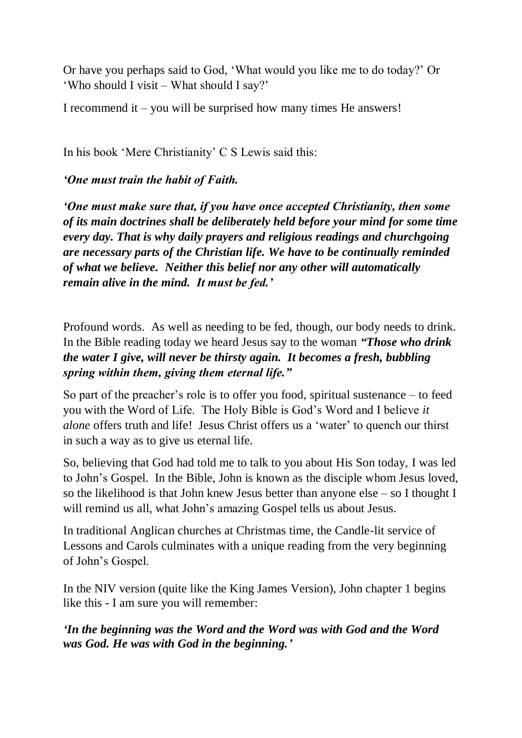Or have you perhaps said to God, 'What would you like me to do today?' Or 'Who should I visit – What should I say?'

I recommend it – you will be surprised how many times He answers!

In his book 'Mere Christianity' C S Lewis said this:

***'One must train the habit of Faith.***

***'One must make sure that, if you have once accepted Christianity, then some of its main doctrines shall be deliberately held before your mind for some time every day. That is why daily prayers and religious readings and churchgoing are necessary parts of the Christian life. We have to be continually reminded of what we believe. Neither this belief nor any other will automatically remain alive in the mind. It must be fed.'***

Profound words. As well as needing to be fed, though, our body needs to drink. In the Bible reading today we heard Jesus say to the woman ***"Those who drink the water I give, will never be thirsty again. It becomes a fresh, bubbling spring within them, giving them eternal life."***

So part of the preacher's role is to offer you food, spiritual sustenance – to feed you with the Word of Life. The Holy Bible is God's Word and I believe *it alone* offers truth and life! Jesus Christ offers us a 'water' to quench our thirst in such a way as to give us eternal life.

So, believing that God had told me to talk to you about His Son today, I was led to John's Gospel. In the Bible, John is known as the disciple whom Jesus loved, so the likelihood is that John knew Jesus better than anyone else – so I thought I will remind us all, what John's amazing Gospel tells us about Jesus.

In traditional Anglican churches at Christmas time, the Candle-lit service of Lessons and Carols culminates with a unique reading from the very beginning of John's Gospel.

In the NIV version (quite like the King James Version), John chapter 1 begins like this - I am sure you will remember:

***'In the beginning was the Word and the Word was with God and the Word was God. He was with God in the beginning.'***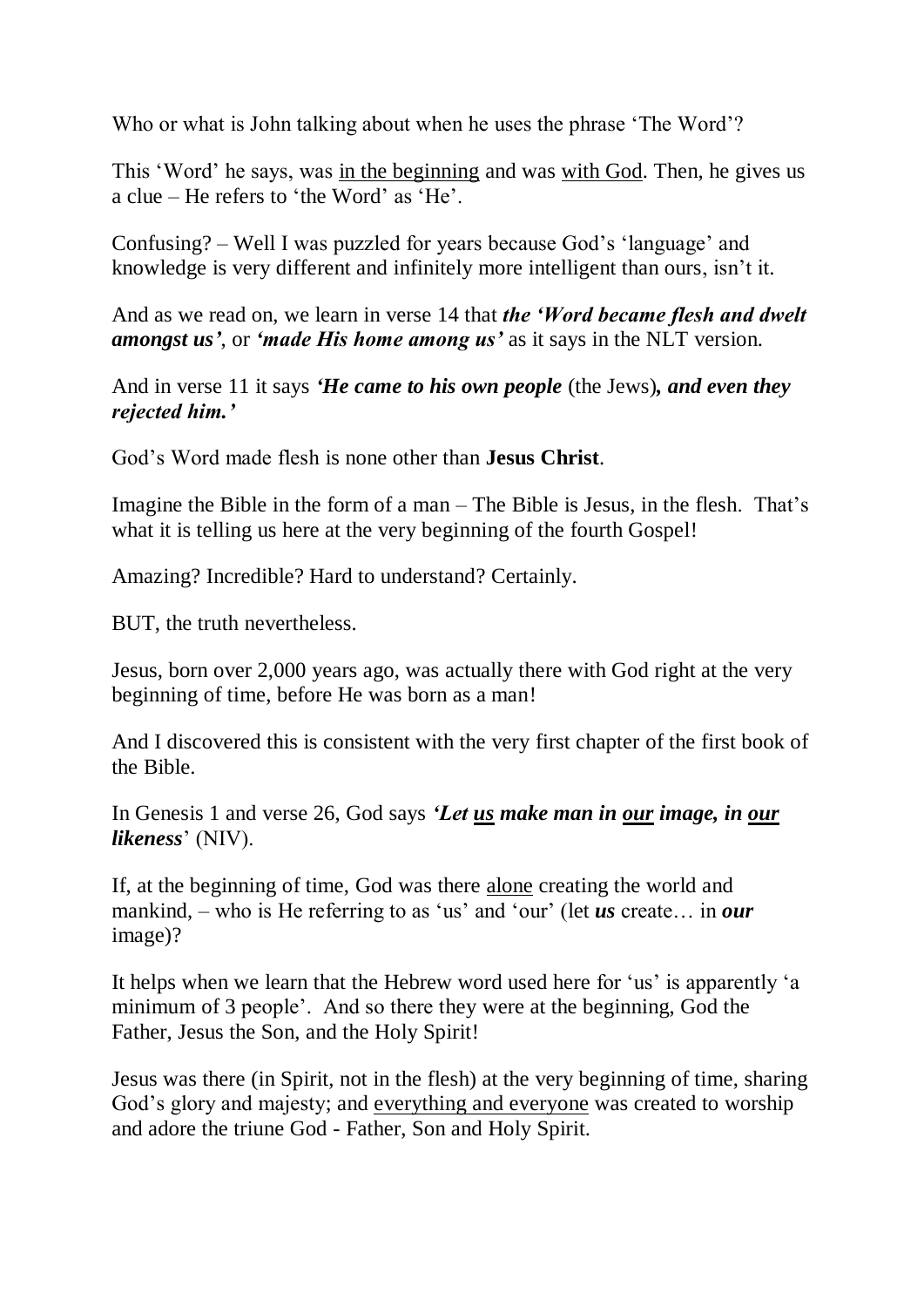Who or what is John talking about when he uses the phrase 'The Word'?

This 'Word' he says, was <u>in the beginning</u> and was <u>with God</u>. Then, he gives us a clue – He refers to 'the Word' as 'He'.

Confusing? – Well I was puzzled for years because God's 'language' and knowledge is very different and infinitely more intelligent than ours, isn't it.

And as we read on, we learn in verse 14 that ***the 'Word became flesh and dwelt amongst us'***, or ***'made His home among us'*** as it says in the NLT version.

And in verse 11 it says ***'He came to his own people*** (the Jews)***, and even they rejected him.'***

God's Word made flesh is none other than **Jesus Christ**.

Imagine the Bible in the form of a man – The Bible is Jesus, in the flesh. That's what it is telling us here at the very beginning of the fourth Gospel!

Amazing? Incredible? Hard to understand? Certainly.

BUT, the truth nevertheless.

Jesus, born over 2,000 years ago, was actually there with God right at the very beginning of time, before He was born as a man!

And I discovered this is consistent with the very first chapter of the first book of the Bible.

In Genesis 1 and verse 26, God says ***'Let <u>us</u> make man in <u>our</u> image, in <u>our</u> likeness'*** (NIV).

If, at the beginning of time, God was there <u>alone</u> creating the world and mankind, – who is He referring to as 'us' and 'our' (let ***us*** create… in ***our*** image)?

It helps when we learn that the Hebrew word used here for 'us' is apparently 'a minimum of 3 people'. And so there they were at the beginning, God the Father, Jesus the Son, and the Holy Spirit!

Jesus was there (in Spirit, not in the flesh) at the very beginning of time, sharing God's glory and majesty; and <u>everything and everyone</u> was created to worship and adore the triune God - Father, Son and Holy Spirit.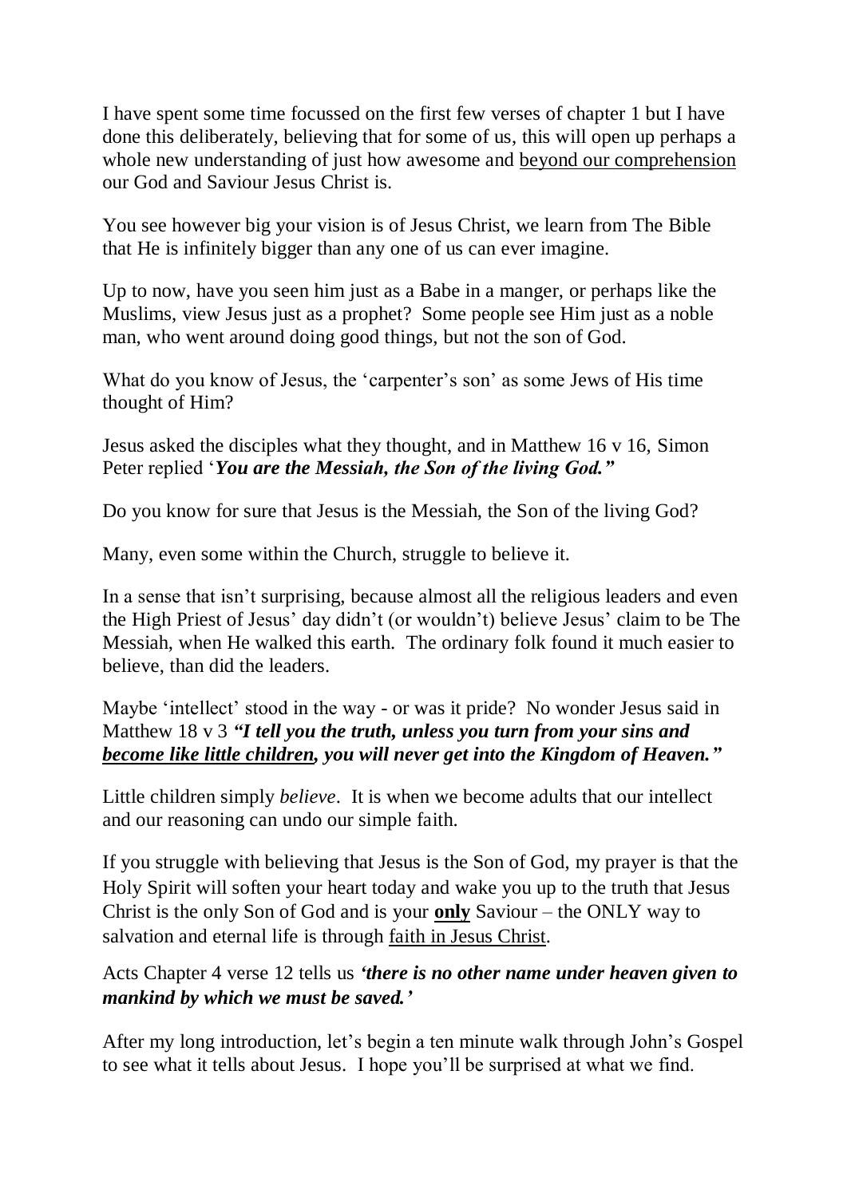I have spent some time focussed on the first few verses of chapter 1 but I have done this deliberately, believing that for some of us, this will open up perhaps a whole new understanding of just how awesome and <u>beyond our comprehension</u> our God and Saviour Jesus Christ is.

You see however big your vision is of Jesus Christ, we learn from The Bible that He is infinitely bigger than any one of us can ever imagine.

Up to now, have you seen him just as a Babe in a manger, or perhaps like the Muslims, view Jesus just as a prophet? Some people see Him just as a noble man, who went around doing good things, but not the son of God.

What do you know of Jesus, the 'carpenter's son' as some Jews of His time thought of Him?

Jesus asked the disciples what they thought, and in Matthew 16 v 16, Simon Peter replied '***You are the Messiah, the Son of the living God."***

Do you know for sure that Jesus is the Messiah, the Son of the living God?

Many, even some within the Church, struggle to believe it.

In a sense that isn't surprising, because almost all the religious leaders and even the High Priest of Jesus' day didn't (or wouldn't) believe Jesus' claim to be The Messiah, when He walked this earth. The ordinary folk found it much easier to believe, than did the leaders.

Maybe 'intellect' stood in the way - or was it pride? No wonder Jesus said in Matthew 18 v 3 ***"I tell you the truth, unless you turn from your sins and <u>become like little children</u>, you will never get into the Kingdom of Heaven."***

Little children simply *believe*. It is when we become adults that our intellect and our reasoning can undo our simple faith.

If you struggle with believing that Jesus is the Son of God, my prayer is that the Holy Spirit will soften your heart today and wake you up to the truth that Jesus Christ is the only Son of God and is your <u>**only**</u> Saviour – the ONLY way to salvation and eternal life is through <u>faith in Jesus Christ</u>.

Acts Chapter 4 verse 12 tells us ***'there is no other name under heaven given to mankind by which we must be saved.'***

After my long introduction, let's begin a ten minute walk through John's Gospel to see what it tells about Jesus. I hope you'll be surprised at what we find.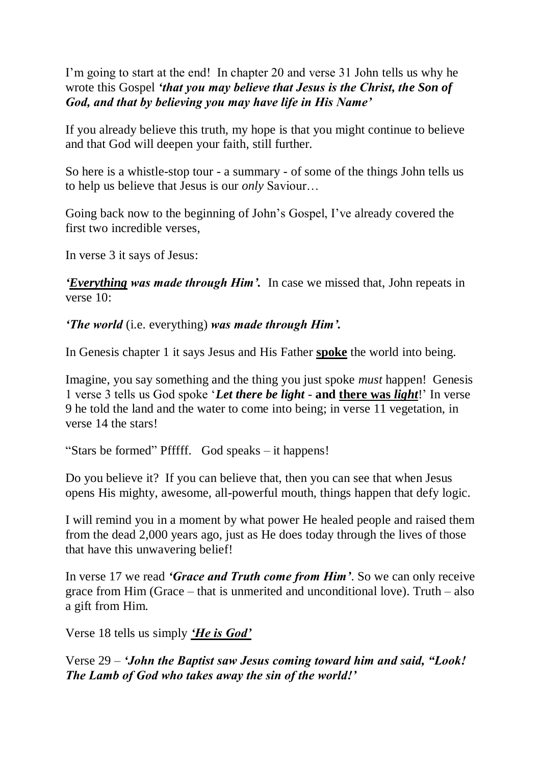I'm going to start at the end! In chapter 20 and verse 31 John tells us why he wrote this Gospel ***'that you may believe that Jesus is the Christ, the Son of God, and that by believing you may have life in His Name'***

If you already believe this truth, my hope is that you might continue to believe and that God will deepen your faith, still further.

So here is a whistle-stop tour - a summary - of some of the things John tells us to help us believe that Jesus is our *only* Saviour…

Going back now to the beginning of John's Gospel, I've already covered the first two incredible verses,

In verse 3 it says of Jesus:

***'<u>Everything</u> was made through Him'.*** In case we missed that, John repeats in verse 10:

***'The world*** (i.e. everything) ***was made through Him'.***

In Genesis chapter 1 it says Jesus and His Father **<u>spoke</u>** the world into being.

Imagine, you say something and the thing you just spoke *must* happen! Genesis 1 verse 3 tells us God spoke '***Let there be light* - and <u>there was *light*</u>**!' In verse 9 he told the land and the water to come into being; in verse 11 vegetation, in verse 14 the stars!

"Stars be formed" Pfffff. God speaks – it happens!

Do you believe it? If you can believe that, then you can see that when Jesus opens His mighty, awesome, all-powerful mouth, things happen that defy logic.

I will remind you in a moment by what power He healed people and raised them from the dead 2,000 years ago, just as He does today through the lives of those that have this unwavering belief!

In verse 17 we read ***'Grace and Truth come from Him'***. So we can only receive grace from Him (Grace – that is unmerited and unconditional love). Truth – also a gift from Him.

Verse 18 tells us simply ***<u>'He is God'</u>***

Verse 29 – ***'John the Baptist saw Jesus coming toward him and said, "Look! The Lamb of God who takes away the sin of the world!'***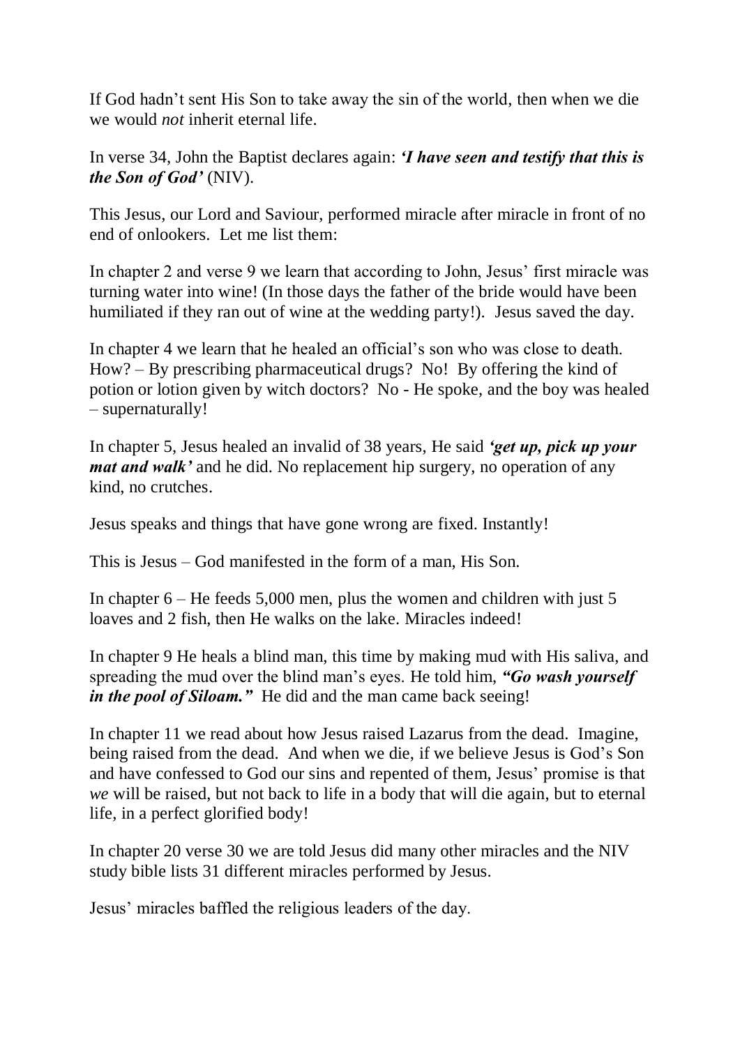If God hadn't sent His Son to take away the sin of the world, then when we die we would *not* inherit eternal life.

In verse 34, John the Baptist declares again: ***'I have seen and testify that this is the Son of God'*** (NIV).

This Jesus, our Lord and Saviour, performed miracle after miracle in front of no end of onlookers. Let me list them:

In chapter 2 and verse 9 we learn that according to John, Jesus' first miracle was turning water into wine! (In those days the father of the bride would have been humiliated if they ran out of wine at the wedding party!). Jesus saved the day.

In chapter 4 we learn that he healed an official's son who was close to death. How? – By prescribing pharmaceutical drugs? No! By offering the kind of potion or lotion given by witch doctors? No - He spoke, and the boy was healed – supernaturally!

In chapter 5, Jesus healed an invalid of 38 years, He said ***'get up, pick up your mat and walk'*** and he did. No replacement hip surgery, no operation of any kind, no crutches.

Jesus speaks and things that have gone wrong are fixed. Instantly!

This is Jesus – God manifested in the form of a man, His Son.

In chapter 6 – He feeds 5,000 men, plus the women and children with just 5 loaves and 2 fish, then He walks on the lake. Miracles indeed!

In chapter 9 He heals a blind man, this time by making mud with His saliva, and spreading the mud over the blind man's eyes. He told him, ***"Go wash yourself in the pool of Siloam."*** He did and the man came back seeing!

In chapter 11 we read about how Jesus raised Lazarus from the dead. Imagine, being raised from the dead. And when we die, if we believe Jesus is God's Son and have confessed to God our sins and repented of them, Jesus' promise is that *we* will be raised, but not back to life in a body that will die again, but to eternal life, in a perfect glorified body!

In chapter 20 verse 30 we are told Jesus did many other miracles and the NIV study bible lists 31 different miracles performed by Jesus.

Jesus' miracles baffled the religious leaders of the day.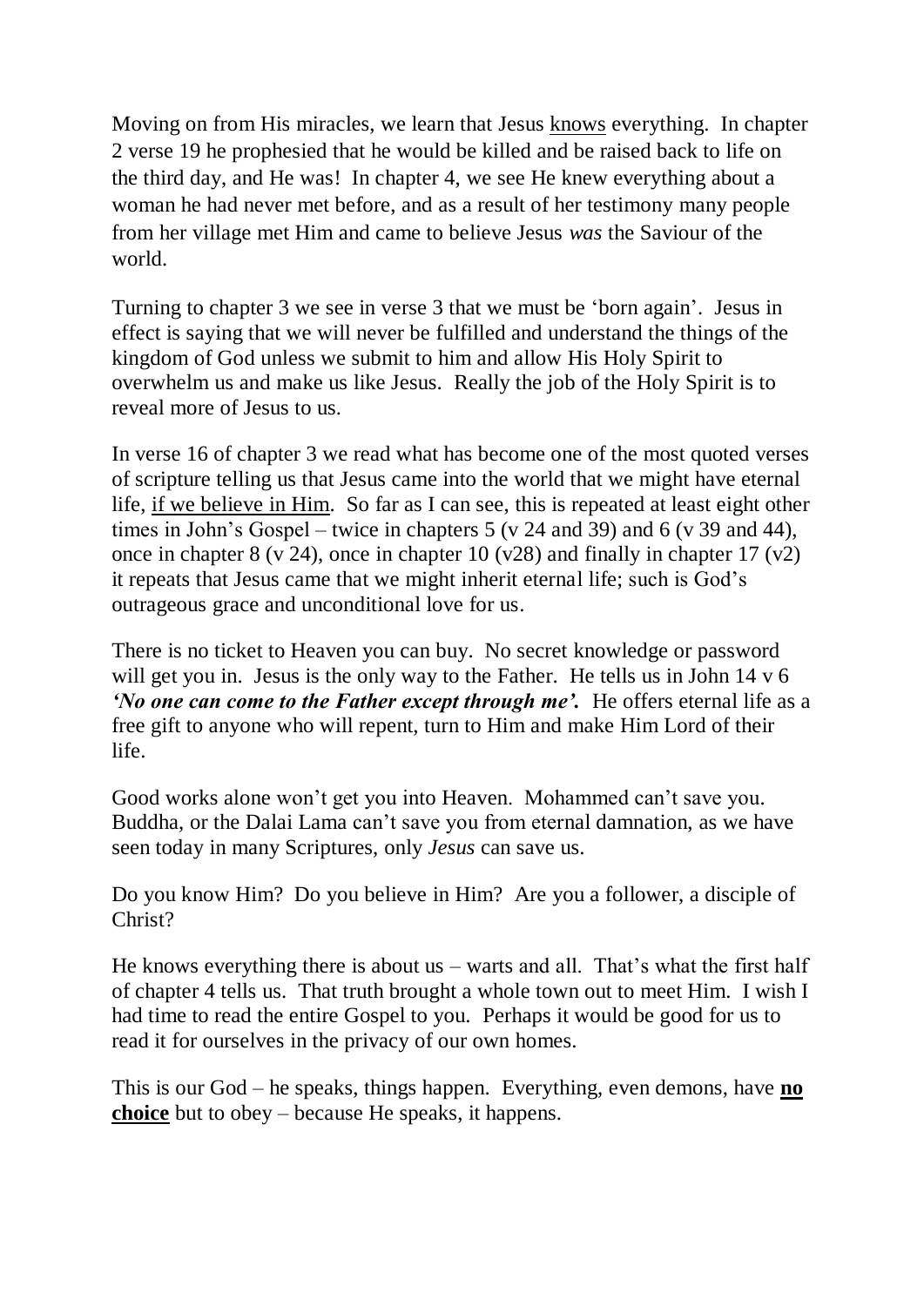Moving on from His miracles, we learn that Jesus <u>knows</u> everything. In chapter 2 verse 19 he prophesied that he would be killed and be raised back to life on the third day, and He was! In chapter 4, we see He knew everything about a woman he had never met before, and as a result of her testimony many people from her village met Him and came to believe Jesus *was* the Saviour of the world.

Turning to chapter 3 we see in verse 3 that we must be 'born again'. Jesus in effect is saying that we will never be fulfilled and understand the things of the kingdom of God unless we submit to him and allow His Holy Spirit to overwhelm us and make us like Jesus. Really the job of the Holy Spirit is to reveal more of Jesus to us.

In verse 16 of chapter 3 we read what has become one of the most quoted verses of scripture telling us that Jesus came into the world that we might have eternal life, <u>if we believe in Him</u>. So far as I can see, this is repeated at least eight other times in John's Gospel – twice in chapters 5 (v 24 and 39) and 6 (v 39 and 44), once in chapter 8 (v 24), once in chapter 10 (v28) and finally in chapter 17 (v2) it repeats that Jesus came that we might inherit eternal life; such is God's outrageous grace and unconditional love for us.

There is no ticket to Heaven you can buy. No secret knowledge or password will get you in. Jesus is the only way to the Father. He tells us in John 14 v 6 ***'No one can come to the Father except through me'.*** He offers eternal life as a free gift to anyone who will repent, turn to Him and make Him Lord of their life.

Good works alone won't get you into Heaven. Mohammed can't save you. Buddha, or the Dalai Lama can't save you from eternal damnation, as we have seen today in many Scriptures, only *Jesus* can save us.

Do you know Him? Do you believe in Him? Are you a follower, a disciple of Christ?

He knows everything there is about us – warts and all. That's what the first half of chapter 4 tells us. That truth brought a whole town out to meet Him. I wish I had time to read the entire Gospel to you. Perhaps it would be good for us to read it for ourselves in the privacy of our own homes.

This is our God – he speaks, things happen. Everything, even demons, have **<u>no choice</u>** but to obey – because He speaks, it happens.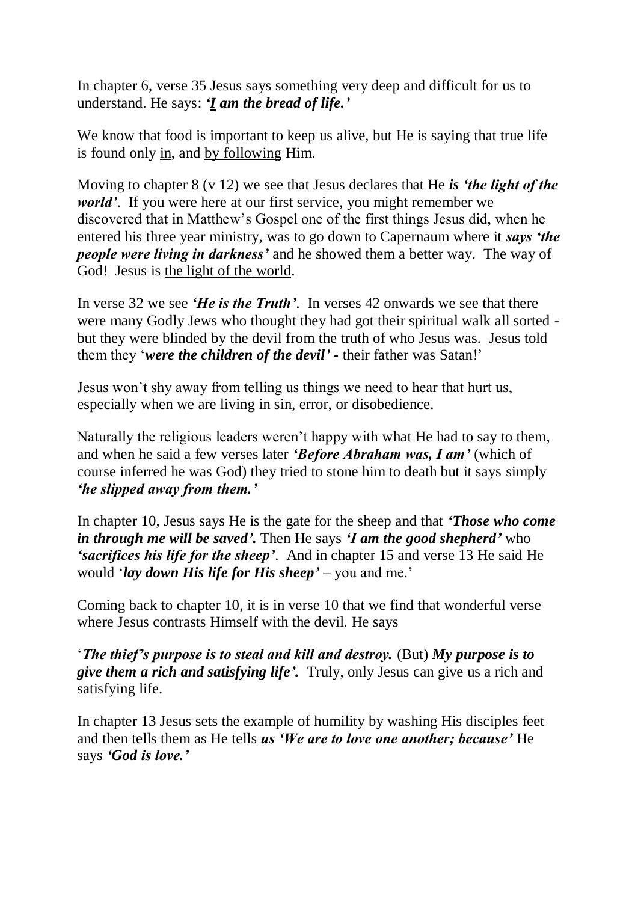In chapter 6, verse 35 Jesus says something very deep and difficult for us to understand. He says: ***'I am the bread of life.'***

We know that food is important to keep us alive, but He is saying that true life is found only <u>in</u>, and <u>by following</u> Him.

Moving to chapter 8 (v 12) we see that Jesus declares that He ***is 'the light of the world'***. If you were here at our first service, you might remember we discovered that in Matthew's Gospel one of the first things Jesus did, when he entered his three year ministry, was to go down to Capernaum where it ***says 'the people were living in darkness'*** and he showed them a better way. The way of God! Jesus is <u>the light of the world</u>.

In verse 32 we see ***'He is the Truth'***. In verses 42 onwards we see that there were many Godly Jews who thought they had got their spiritual walk all sorted - but they were blinded by the devil from the truth of who Jesus was. Jesus told them they '***were the children of the devil'*** - their father was Satan!'

Jesus won't shy away from telling us things we need to hear that hurt us, especially when we are living in sin, error, or disobedience.

Naturally the religious leaders weren't happy with what He had to say to them, and when he said a few verses later ***'Before Abraham was, I am'*** (which of course inferred he was God) they tried to stone him to death but it says simply ***'he slipped away from them.'***

In chapter 10, Jesus says He is the gate for the sheep and that ***'Those who come in through me will be saved'.*** Then He says ***'I am the good shepherd'*** who ***'sacrifices his life for the sheep'***. And in chapter 15 and verse 13 He said He would '***lay down His life for His sheep'*** – you and me.'

Coming back to chapter 10, it is in verse 10 that we find that wonderful verse where Jesus contrasts Himself with the devil. He says

'***The thief's purpose is to steal and kill and destroy.*** (But) ***My purpose is to give them a rich and satisfying life'.*** Truly, only Jesus can give us a rich and satisfying life.

In chapter 13 Jesus sets the example of humility by washing His disciples feet and then tells them as He tells ***us 'We are to love one another; because'*** He says ***'God is love.'***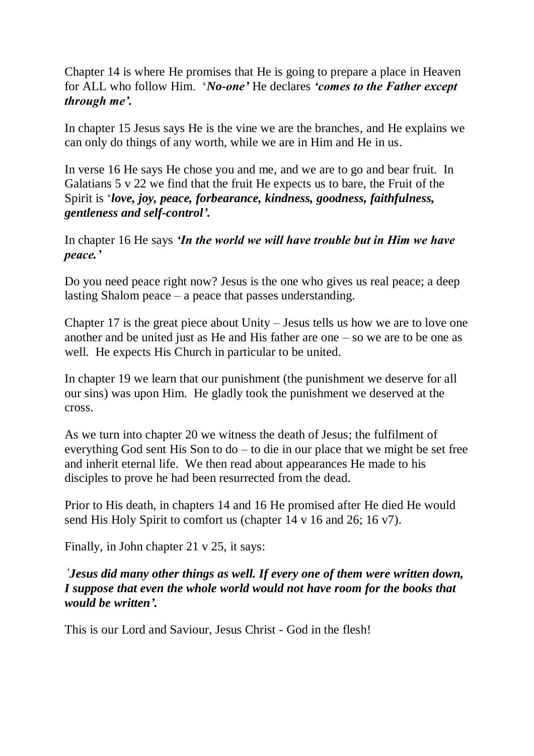Chapter 14 is where He promises that He is going to prepare a place in Heaven for ALL who follow Him. '***No-one'*** He declares ***'comes to the Father except through me'.***

In chapter 15 Jesus says He is the vine we are the branches, and He explains we can only do things of any worth, while we are in Him and He in us.

In verse 16 He says He chose you and me, and we are to go and bear fruit. In Galatians 5 v 22 we find that the fruit He expects us to bare, the Fruit of the Spirit is '***love, joy, peace, forbearance, kindness, goodness, faithfulness, gentleness and self-control'.***

In chapter 16 He says ***'In the world we will have trouble but in Him we have peace.'***

Do you need peace right now? Jesus is the one who gives us real peace; a deep lasting Shalom peace – a peace that passes understanding.

Chapter 17 is the great piece about Unity – Jesus tells us how we are to love one another and be united just as He and His father are one – so we are to be one as well. He expects His Church in particular to be united.

In chapter 19 we learn that our punishment (the punishment we deserve for all our sins) was upon Him. He gladly took the punishment we deserved at the cross.

As we turn into chapter 20 we witness the death of Jesus; the fulfilment of everything God sent His Son to do – to die in our place that we might be set free and inherit eternal life. We then read about appearances He made to his disciples to prove he had been resurrected from the dead.

Prior to His death, in chapters 14 and 16 He promised after He died He would send His Holy Spirit to comfort us (chapter 14 v 16 and 26; 16 v7).

Finally, in John chapter 21 v 25, it says:

***'Jesus did many other things as well. If every one of them were written down, I suppose that even the whole world would not have room for the books that would be written'.***

This is our Lord and Saviour, Jesus Christ - God in the flesh!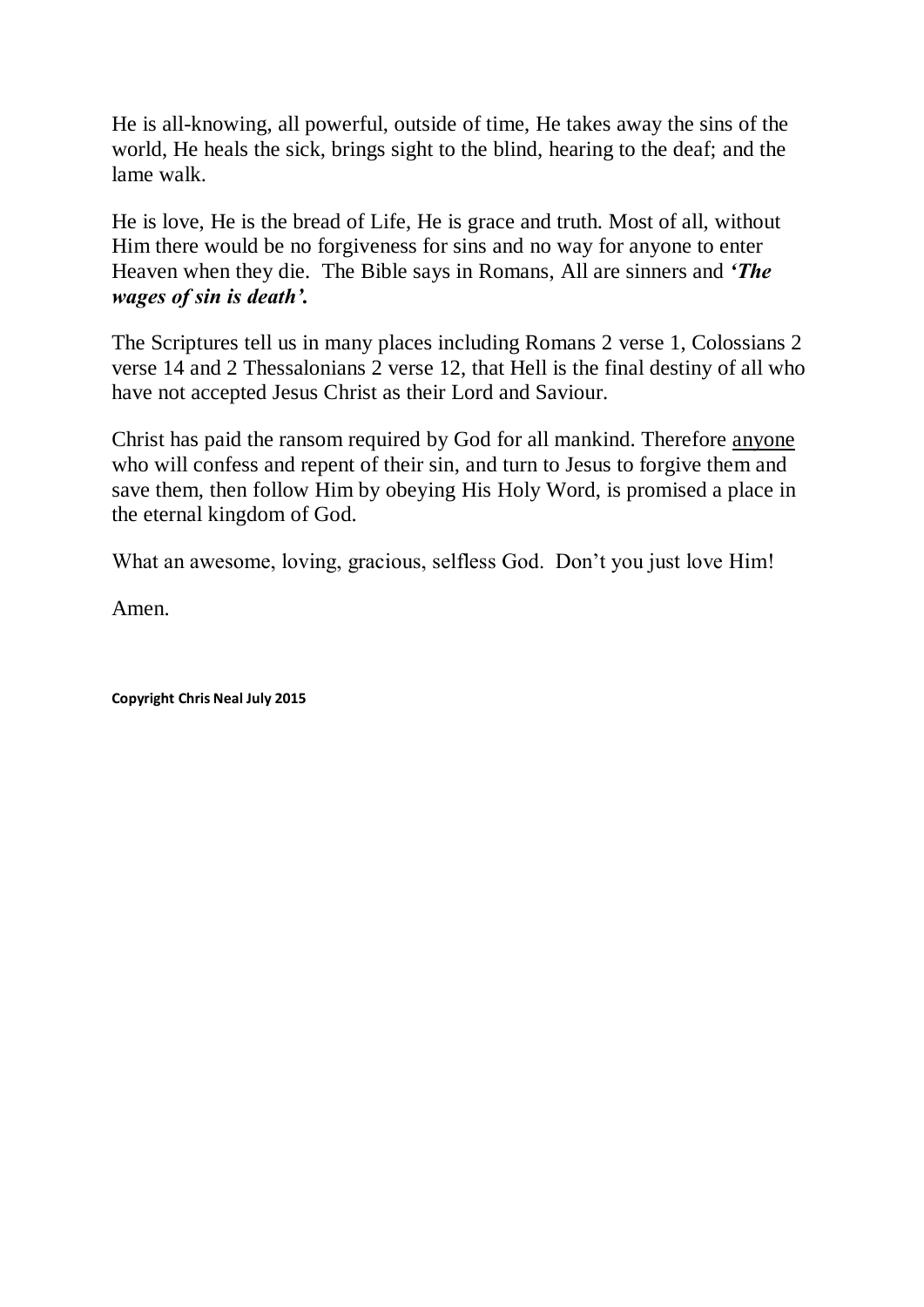He is all-knowing, all powerful, outside of time, He takes away the sins of the world, He heals the sick, brings sight to the blind, hearing to the deaf; and the lame walk.

He is love, He is the bread of Life, He is grace and truth. Most of all, without Him there would be no forgiveness for sins and no way for anyone to enter Heaven when they die. The Bible says in Romans, All are sinners and ***'The wages of sin is death'.***

The Scriptures tell us in many places including Romans 2 verse 1, Colossians 2 verse 14 and 2 Thessalonians 2 verse 12, that Hell is the final destiny of all who have not accepted Jesus Christ as their Lord and Saviour.

Christ has paid the ransom required by God for all mankind. Therefore <u>anyone</u> who will confess and repent of their sin, and turn to Jesus to forgive them and save them, then follow Him by obeying His Holy Word, is promised a place in the eternal kingdom of God.

What an awesome, loving, gracious, selfless God. Don't you just love Him!

Amen.

**Copyright Chris Neal July 2015**